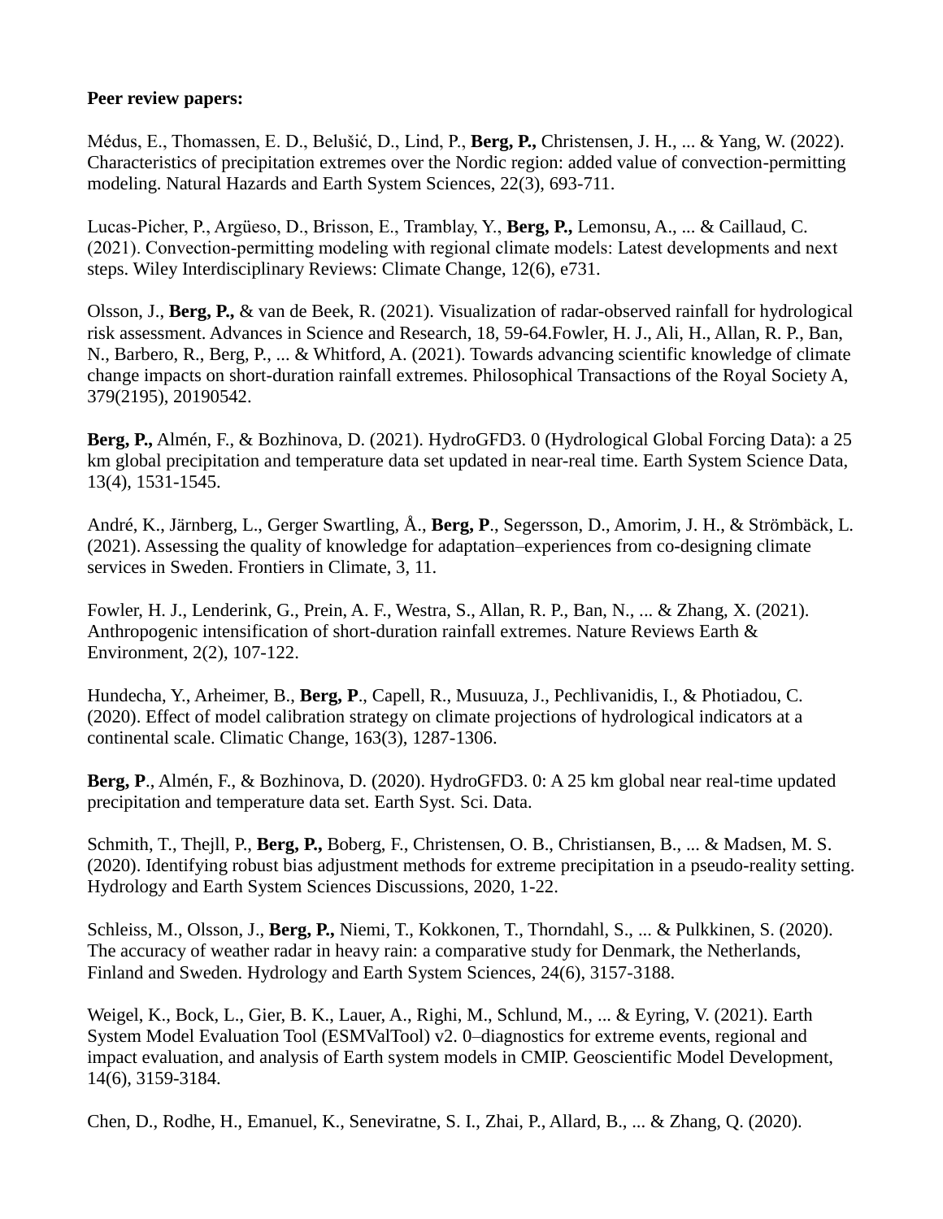**Peer review papers:**

Médus, E., Thomassen, E. D., Belušić, D., Lind, P., **Berg, P.,** Christensen, J. H., ... & Yang, W. (2022). Characteristics of precipitation extremes over the Nordic region: added value of convection-permitting modeling. Natural Hazards and Earth System Sciences, 22(3), 693-711.

Lucas-Picher, P., Argüeso, D., Brisson, E., Tramblay, Y., **Berg, P.,** Lemonsu, A., ... & Caillaud, C. (2021). Convection-permitting modeling with regional climate models: Latest developments and next steps. Wiley Interdisciplinary Reviews: Climate Change, 12(6), e731.

Olsson, J., **Berg, P.,** & van de Beek, R. (2021). Visualization of radar-observed rainfall for hydrological risk assessment. Advances in Science and Research, 18, 59-64.Fowler, H. J., Ali, H., Allan, R. P., Ban, N., Barbero, R., Berg, P., ... & Whitford, A. (2021). Towards advancing scientific knowledge of climate change impacts on short-duration rainfall extremes. Philosophical Transactions of the Royal Society A, 379(2195), 20190542.

**Berg, P.,** Almén, F., & Bozhinova, D. (2021). HydroGFD3. 0 (Hydrological Global Forcing Data): a 25 km global precipitation and temperature data set updated in near-real time. Earth System Science Data, 13(4), 1531-1545.

André, K., Järnberg, L., Gerger Swartling, Å., **Berg, P**., Segersson, D., Amorim, J. H., & Strömbäck, L. (2021). Assessing the quality of knowledge for adaptation–experiences from co-designing climate services in Sweden. Frontiers in Climate, 3, 11.

Fowler, H. J., Lenderink, G., Prein, A. F., Westra, S., Allan, R. P., Ban, N., ... & Zhang, X. (2021). Anthropogenic intensification of short-duration rainfall extremes. Nature Reviews Earth & Environment, 2(2), 107-122.

Hundecha, Y., Arheimer, B., **Berg, P**., Capell, R., Musuuza, J., Pechlivanidis, I., & Photiadou, C. (2020). Effect of model calibration strategy on climate projections of hydrological indicators at a continental scale. Climatic Change, 163(3), 1287-1306.

**Berg, P**., Almén, F., & Bozhinova, D. (2020). HydroGFD3. 0: A 25 km global near real-time updated precipitation and temperature data set. Earth Syst. Sci. Data.

Schmith, T., Thejll, P., **Berg, P.,** Boberg, F., Christensen, O. B., Christiansen, B., ... & Madsen, M. S. (2020). Identifying robust bias adjustment methods for extreme precipitation in a pseudo-reality setting. Hydrology and Earth System Sciences Discussions, 2020, 1-22.

Schleiss, M., Olsson, J., **Berg, P.,** Niemi, T., Kokkonen, T., Thorndahl, S., ... & Pulkkinen, S. (2020). The accuracy of weather radar in heavy rain: a comparative study for Denmark, the Netherlands, Finland and Sweden. Hydrology and Earth System Sciences, 24(6), 3157-3188.

Weigel, K., Bock, L., Gier, B. K., Lauer, A., Righi, M., Schlund, M., ... & Eyring, V. (2021). Earth System Model Evaluation Tool (ESMValTool) v2. 0–diagnostics for extreme events, regional and impact evaluation, and analysis of Earth system models in CMIP. Geoscientific Model Development, 14(6), 3159-3184.

Chen, D., Rodhe, H., Emanuel, K., Seneviratne, S. I., Zhai, P., Allard, B., ... & Zhang, Q. (2020).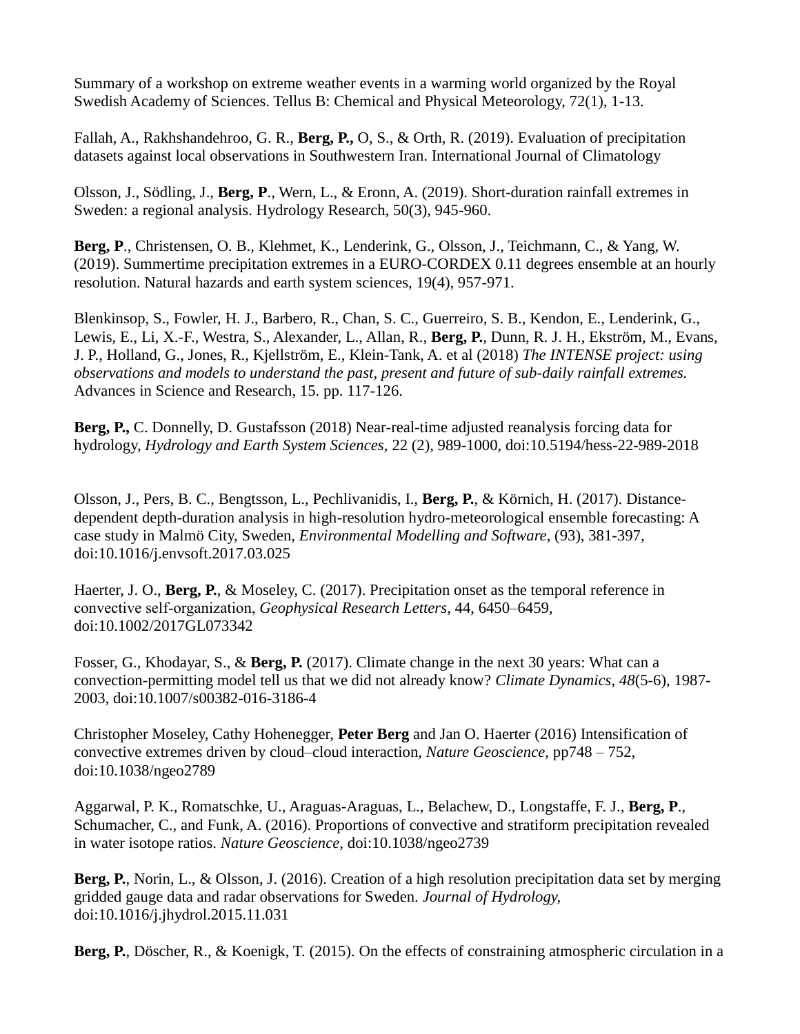Summary of a workshop on extreme weather events in a warming world organized by the Royal Swedish Academy of Sciences. Tellus B: Chemical and Physical Meteorology, 72(1), 1-13.

Fallah, A., Rakhshandehroo, G. R., **Berg, P.,** O, S., & Orth, R. (2019). Evaluation of precipitation datasets against local observations in Southwestern Iran. International Journal of Climatology

Olsson, J., Södling, J., **Berg, P**., Wern, L., & Eronn, A. (2019). Short-duration rainfall extremes in Sweden: a regional analysis. Hydrology Research, 50(3), 945-960.

**Berg, P**., Christensen, O. B., Klehmet, K., Lenderink, G., Olsson, J., Teichmann, C., & Yang, W. (2019). Summertime precipitation extremes in a EURO-CORDEX 0.11 degrees ensemble at an hourly resolution. Natural hazards and earth system sciences, 19(4), 957-971.

Blenkinsop, S., Fowler, H. J., Barbero, R., Chan, S. C., Guerreiro, S. B., Kendon, E., Lenderink, G., Lewis, E., Li, X.-F., Westra, S., Alexander, L., Allan, R., **Berg, P.**, Dunn, R. J. H., Ekström, M., Evans, J. P., Holland, G., Jones, R., Kjellström, E., Klein-Tank, A. et al (2018) *The INTENSE project: using observations and models to understand the past, present and future of sub-daily rainfall extremes.* Advances in Science and Research, 15. pp. 117-126.

**Berg, P.,** C. Donnelly, D. Gustafsson (2018) Near-real-time adjusted reanalysis forcing data for hydrology, *Hydrology and Earth System Sciences*, 22 (2), 989-1000, doi:10.5194/hess-22-989-2018

Olsson, J., Pers, B. C., Bengtsson, L., Pechlivanidis, I., **Berg, P.**, & Körnich, H. (2017). Distance-dependent depth-duration analysis in high-resolution hydro-meteorological ensemble forecasting: A case study in Malmö City, Sweden, *Environmental Modelling and Software*, (93), 381-397, doi:10.1016/j.envsoft.2017.03.025

Haerter, J. O., **Berg, P.**, & Moseley, C. (2017). Precipitation onset as the temporal reference in convective self-organization, *Geophysical Research Letters*, 44, 6450–6459, doi:10.1002/2017GL073342

Fosser, G., Khodayar, S., & **Berg, P.** (2017). Climate change in the next 30 years: What can a convection-permitting model tell us that we did not already know? *Climate Dynamics*, *48*(5-6), 1987-2003, doi:10.1007/s00382-016-3186-4

Christopher Moseley, Cathy Hohenegger, **Peter Berg** and Jan O. Haerter (2016) Intensification of convective extremes driven by cloud–cloud interaction, *Nature Geoscience*, pp748 – 752, doi:10.1038/ngeo2789

Aggarwal, P. K., Romatschke, U., Araguas-Araguas, L., Belachew, D., Longstaffe, F. J., **Berg, P**., Schumacher, C., and Funk, A. (2016). Proportions of convective and stratiform precipitation revealed in water isotope ratios. *Nature Geoscience*, doi:10.1038/ngeo2739

**Berg, P.**, Norin, L., & Olsson, J. (2016). Creation of a high resolution precipitation data set by merging gridded gauge data and radar observations for Sweden. *Journal of Hydrology*, doi:10.1016/j.jhydrol.2015.11.031

**Berg, P.**, Döscher, R., & Koenigk, T. (2015). On the effects of constraining atmospheric circulation in a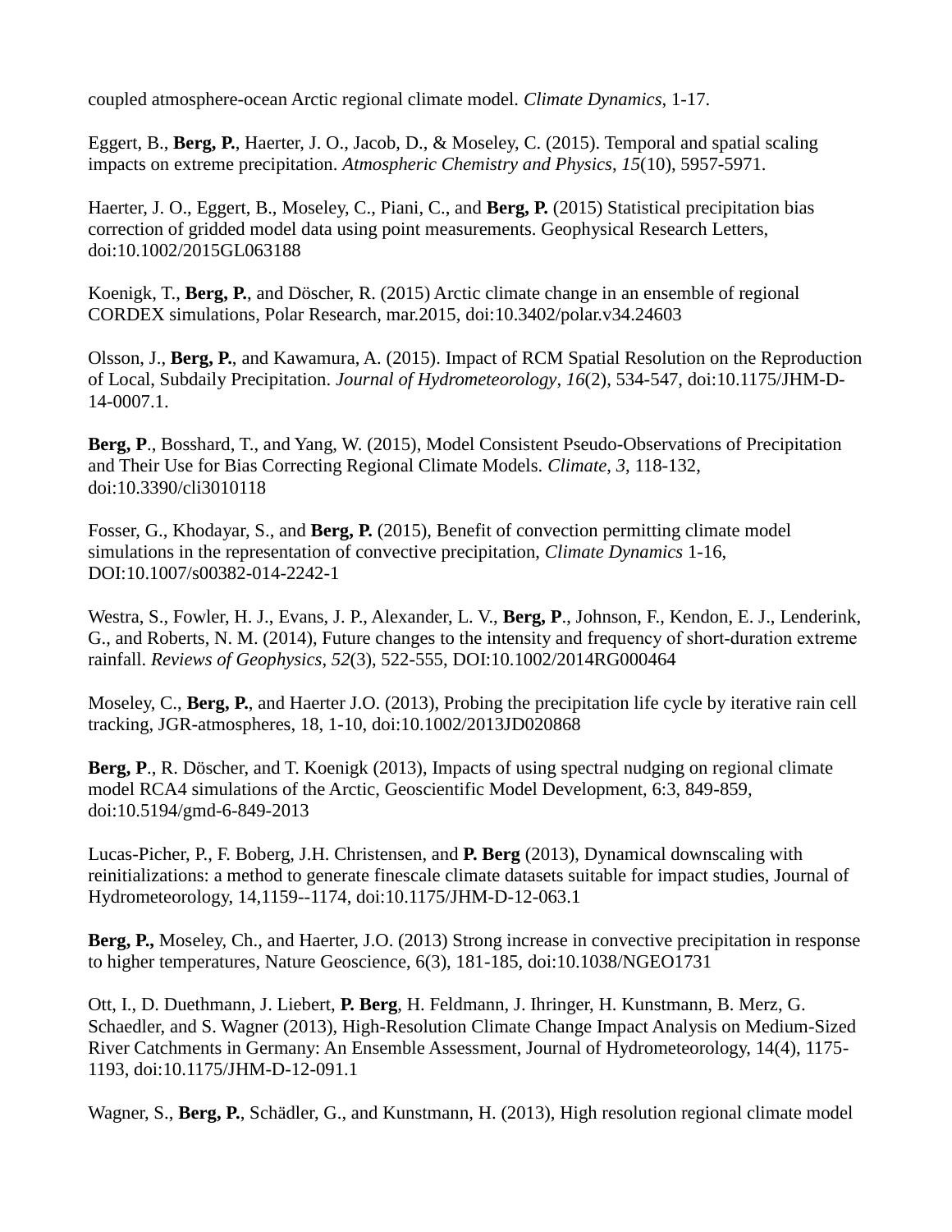coupled atmosphere-ocean Arctic regional climate model. *Climate Dynamics*, 1-17.

Eggert, B., **Berg, P.**, Haerter, J. O., Jacob, D., & Moseley, C. (2015). Temporal and spatial scaling impacts on extreme precipitation. *Atmospheric Chemistry and Physics*, *15*(10), 5957-5971.

Haerter, J. O., Eggert, B., Moseley, C., Piani, C., and **Berg, P.** (2015) Statistical precipitation bias correction of gridded model data using point measurements. Geophysical Research Letters, doi:10.1002/2015GL063188

Koenigk, T., **Berg, P.**, and Döscher, R. (2015) Arctic climate change in an ensemble of regional CORDEX simulations, Polar Research, mar.2015, doi:10.3402/polar.v34.24603

Olsson, J., **Berg, P.**, and Kawamura, A. (2015). Impact of RCM Spatial Resolution on the Reproduction of Local, Subdaily Precipitation. *Journal of Hydrometeorology*, *16*(2), 534-547, doi:10.1175/JHM-D-14-0007.1.

**Berg, P**., Bosshard, T., and Yang, W. (2015), Model Consistent Pseudo-Observations of Precipitation and Their Use for Bias Correcting Regional Climate Models. *Climate*, *3*, 118-132, doi:10.3390/cli3010118

Fosser, G., Khodayar, S., and **Berg, P.** (2015), Benefit of convection permitting climate model simulations in the representation of convective precipitation, *Climate Dynamics* 1-16, DOI:10.1007/s00382-014-2242-1

Westra, S., Fowler, H. J., Evans, J. P., Alexander, L. V., **Berg, P**., Johnson, F., Kendon, E. J., Lenderink, G., and Roberts, N. M. (2014), Future changes to the intensity and frequency of short-duration extreme rainfall. *Reviews of Geophysics*, *52*(3), 522-555, DOI:10.1002/2014RG000464

Moseley, C., **Berg, P.**, and Haerter J.O. (2013), Probing the precipitation life cycle by iterative rain cell tracking, JGR-atmospheres, 18, 1-10, doi:10.1002/2013JD020868

**Berg, P**., R. Döscher, and T. Koenigk (2013), Impacts of using spectral nudging on regional climate model RCA4 simulations of the Arctic, Geoscientific Model Development, 6:3, 849-859, doi:10.5194/gmd-6-849-2013

Lucas-Picher, P., F. Boberg, J.H. Christensen, and **P. Berg** (2013), Dynamical downscaling with reinitializations: a method to generate finescale climate datasets suitable for impact studies, Journal of Hydrometeorology, 14,1159--1174, doi:10.1175/JHM-D-12-063.1

**Berg, P.,** Moseley, Ch., and Haerter, J.O. (2013) Strong increase in convective precipitation in response to higher temperatures, Nature Geoscience, 6(3), 181-185, doi:10.1038/NGEO1731

Ott, I., D. Duethmann, J. Liebert, **P. Berg**, H. Feldmann, J. Ihringer, H. Kunstmann, B. Merz, G. Schaedler, and S. Wagner (2013), High-Resolution Climate Change Impact Analysis on Medium-Sized River Catchments in Germany: An Ensemble Assessment, Journal of Hydrometeorology, 14(4), 1175-1193, doi:10.1175/JHM-D-12-091.1

Wagner, S., **Berg, P.**, Schädler, G., and Kunstmann, H. (2013), High resolution regional climate model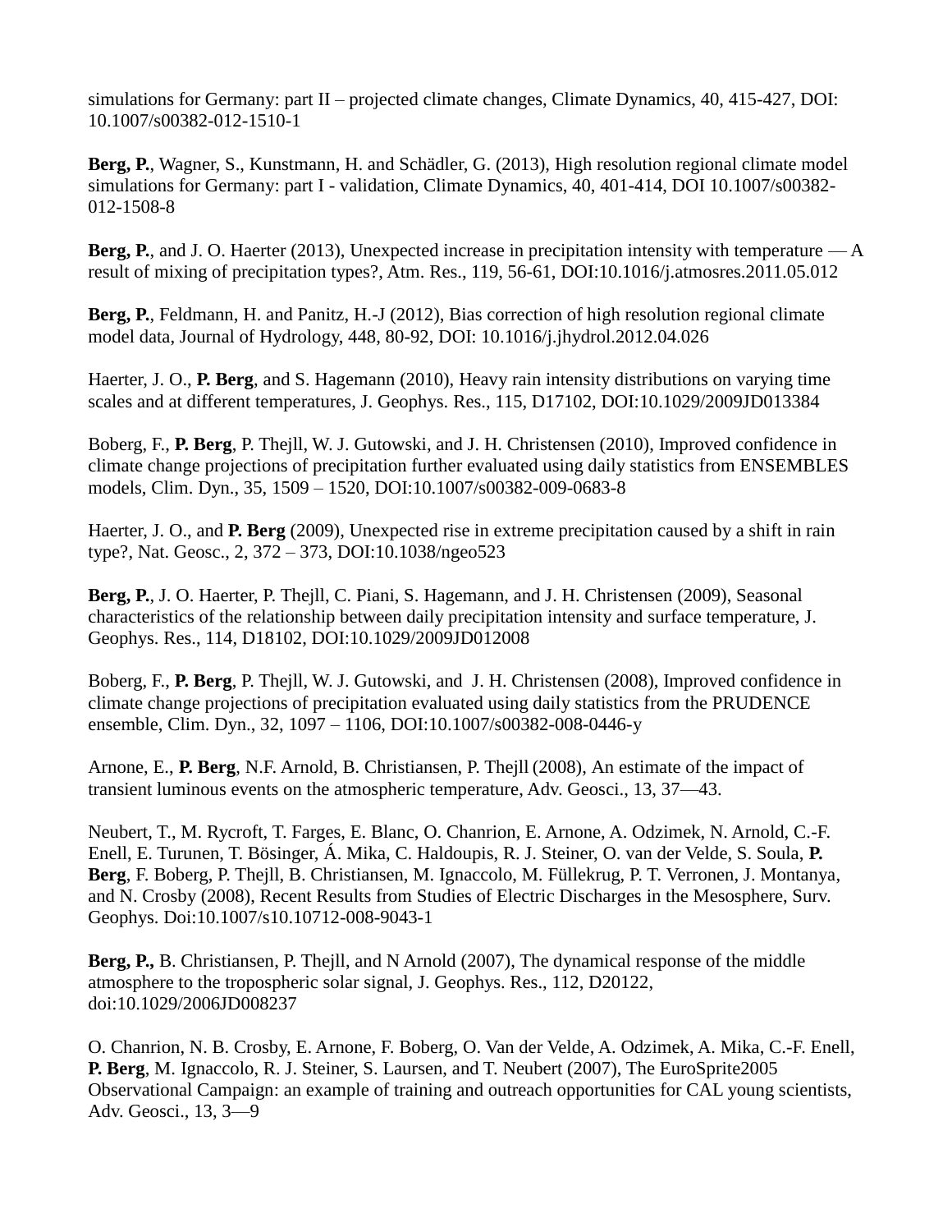simulations for Germany: part II – projected climate changes, Climate Dynamics, 40, 415-427, DOI: 10.1007/s00382-012-1510-1

**Berg, P.**, Wagner, S., Kunstmann, H. and Schädler, G. (2013), High resolution regional climate model simulations for Germany: part I - validation, Climate Dynamics, 40, 401-414, DOI 10.1007/s00382-012-1508-8

**Berg, P.**, and J. O. Haerter (2013), Unexpected increase in precipitation intensity with temperature — A result of mixing of precipitation types?, Atm. Res., 119, 56-61, DOI:10.1016/j.atmosres.2011.05.012

**Berg, P.**, Feldmann, H. and Panitz, H.-J (2012), Bias correction of high resolution regional climate model data, Journal of Hydrology, 448, 80-92, DOI: 10.1016/j.jhydrol.2012.04.026

Haerter, J. O., **P. Berg**, and S. Hagemann (2010), Heavy rain intensity distributions on varying time scales and at different temperatures, J. Geophys. Res., 115, D17102, DOI:10.1029/2009JD013384

Boberg, F., **P. Berg**, P. Thejll, W. J. Gutowski, and J. H. Christensen (2010), Improved confidence in climate change projections of precipitation further evaluated using daily statistics from ENSEMBLES models, Clim. Dyn., 35, 1509 – 1520, DOI:10.1007/s00382-009-0683-8

Haerter, J. O., and **P. Berg** (2009), Unexpected rise in extreme precipitation caused by a shift in rain type?, Nat. Geosc., 2, 372 – 373, DOI:10.1038/ngeo523

**Berg, P.**, J. O. Haerter, P. Thejll, C. Piani, S. Hagemann, and J. H. Christensen (2009), Seasonal characteristics of the relationship between daily precipitation intensity and surface temperature, J. Geophys. Res., 114, D18102, DOI:10.1029/2009JD012008

Boberg, F., **P. Berg**, P. Thejll, W. J. Gutowski, and J. H. Christensen (2008), Improved confidence in climate change projections of precipitation evaluated using daily statistics from the PRUDENCE ensemble, Clim. Dyn., 32, 1097 – 1106, DOI:10.1007/s00382-008-0446-y

Arnone, E., **P. Berg**, N.F. Arnold, B. Christiansen, P. Thejll (2008), An estimate of the impact of transient luminous events on the atmospheric temperature, Adv. Geosci., 13, 37—43.

Neubert, T., M. Rycroft, T. Farges, E. Blanc, O. Chanrion, E. Arnone, A. Odzimek, N. Arnold, C.-F. Enell, E. Turunen, T. Bösinger, Á. Mika, C. Haldoupis, R. J. Steiner, O. van der Velde, S. Soula, **P. Berg**, F. Boberg, P. Thejll, B. Christiansen, M. Ignaccolo, M. Füllekrug, P. T. Verronen, J. Montanya, and N. Crosby (2008), Recent Results from Studies of Electric Discharges in the Mesosphere, Surv. Geophys. Doi:10.1007/s10.10712-008-9043-1

**Berg, P.,** B. Christiansen, P. Thejll, and N Arnold (2007), The dynamical response of the middle atmosphere to the tropospheric solar signal, J. Geophys. Res., 112, D20122, doi:10.1029/2006JD008237

O. Chanrion, N. B. Crosby, E. Arnone, F. Boberg, O. Van der Velde, A. Odzimek, A. Mika, C.-F. Enell, **P. Berg**, M. Ignaccolo, R. J. Steiner, S. Laursen, and T. Neubert (2007), The EuroSprite2005 Observational Campaign: an example of training and outreach opportunities for CAL young scientists, Adv. Geosci., 13, 3—9